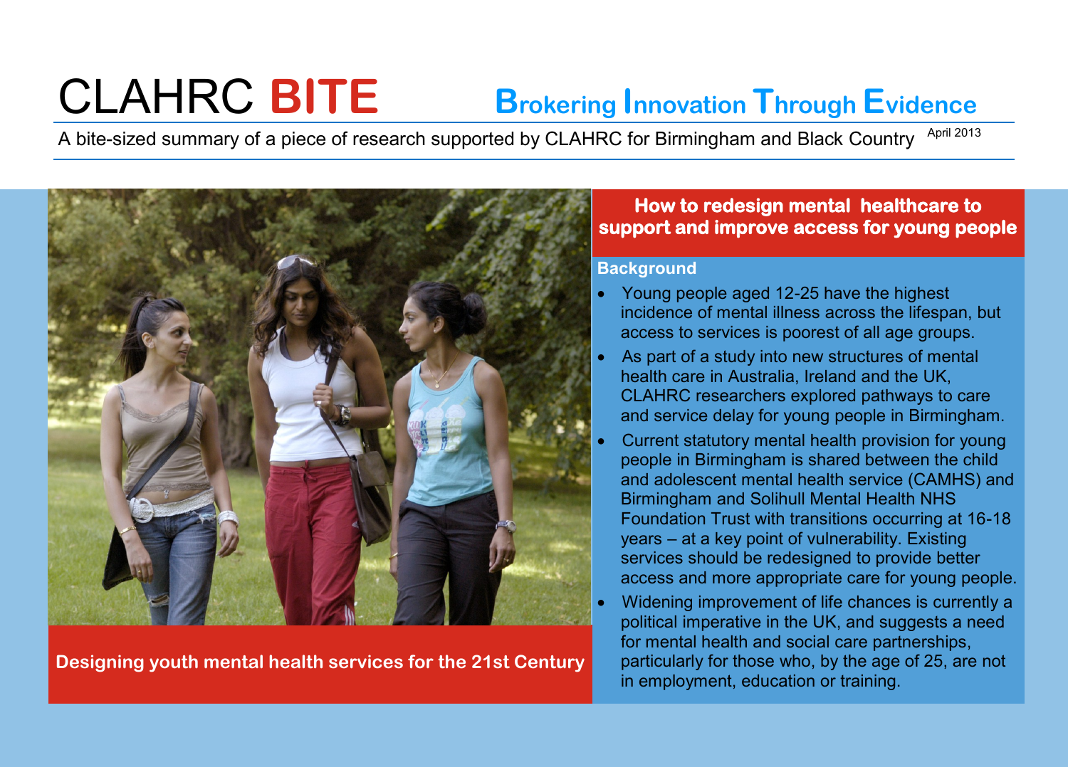# CLAHRC **BITE**

**Brokering Innovation Through Evidence**

A bite-sized summary of a piece of research supported by CLAHRC for Birmingham and Black Country

April 2013

**Designing youth mental health services for the 21st Century**

## How to redesign mental healthcare to support and improve access for young people

### Background

- Young people aged 12-25 have the highest incidence of mental illness across the lifespan, but access to services is poorest of all age groups.
- As part of a study into new structures of mental health care in Australia, Ireland and the UK, CLAHRC researchers explored pathways to care and service delay for young people in Birmingham.
- Current statutory mental health provision for young people in Birmingham is shared between the child and adolescent mental health service (CAMHS) and Birmingham and Solihull Mental Health NHS Foundation Trust with transitions occurring at 16-18 years – at a key point of vulnerability. Existing services should be redesigned to provide better access and more appropriate care for young people.
- Widening improvement of life chances is currently a political imperative in the UK, and suggests a need for mental health and social care partnerships, particularly for those who, by the age of 25, are not in employment, education or training.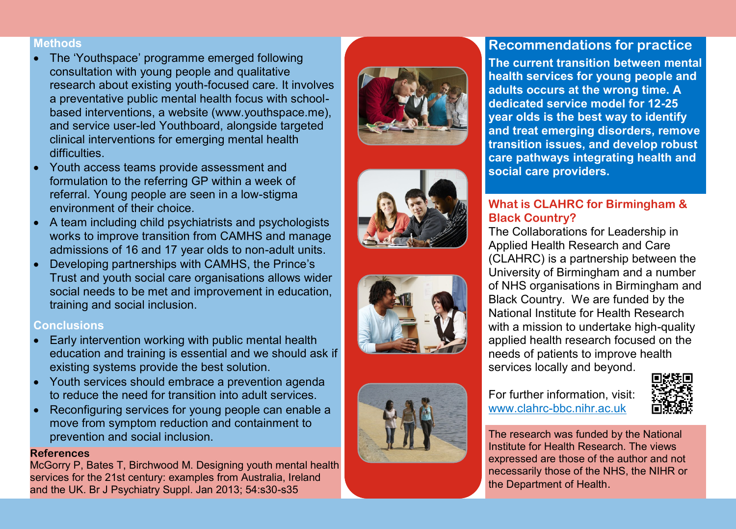## Methods

- The 'Youthspace' programme emerged following consultation with young people and qualitative research about existing youth-focused care. It involves a preventative public mental health focus with school-based interventions, a website (www.youthspace.me), and service user-led Youthboard, alongside targeted clinical interventions for emerging mental health difficulties.
- Youth access teams provide assessment and formulation to the referring GP within a week of referral. Young people are seen in a low-stigma environment of their choice.
- A team including child psychiatrists and psychologists works to improve transition from CAMHS and manage admissions of 16 and 17 year olds to non-adult units.
- Developing partnerships with CAMHS, the Prince's Trust and youth social care organisations allows wider social needs to be met and improvement in education, training and social inclusion.

## Conclusions

- Early intervention working with public mental health education and training is essential and we should ask if existing systems provide the best solution.
- Youth services should embrace a prevention agenda to reduce the need for transition into adult services.
- Reconfiguring services for young people can enable a move from symptom reduction and containment to prevention and social inclusion.

### References

McGorry P, Bates T, Birchwood M. Designing youth mental health services for the 21st century: examples from Australia, Ireland and the UK. Br J Psychiatry Suppl. Jan 2013; 54:s30-s35

## Recommendations for practice

**The current transition between mental health services for young people and adults occurs at the wrong time. A dedicated service model for 12-25 year olds is the best way to identify and treat emerging disorders, remove transition issues, and develop robust care pathways integrating health and social care providers.**

## What is CLAHRC for Birmingham & Black Country?

The Collaborations for Leadership in Applied Health Research and Care (CLAHRC) is a partnership between the University of Birmingham and a number of NHS organisations in Birmingham and Black Country. We are funded by the National Institute for Health Research with a mission to undertake high-quality applied health research focused on the needs of patients to improve health services locally and beyond.

For further information, visit: www.clahrc-bbc.nihr.ac.uk

The research was funded by the National Institute for Health Research. The views expressed are those of the author and not necessarily those of the NHS, the NIHR or the Department of Health.